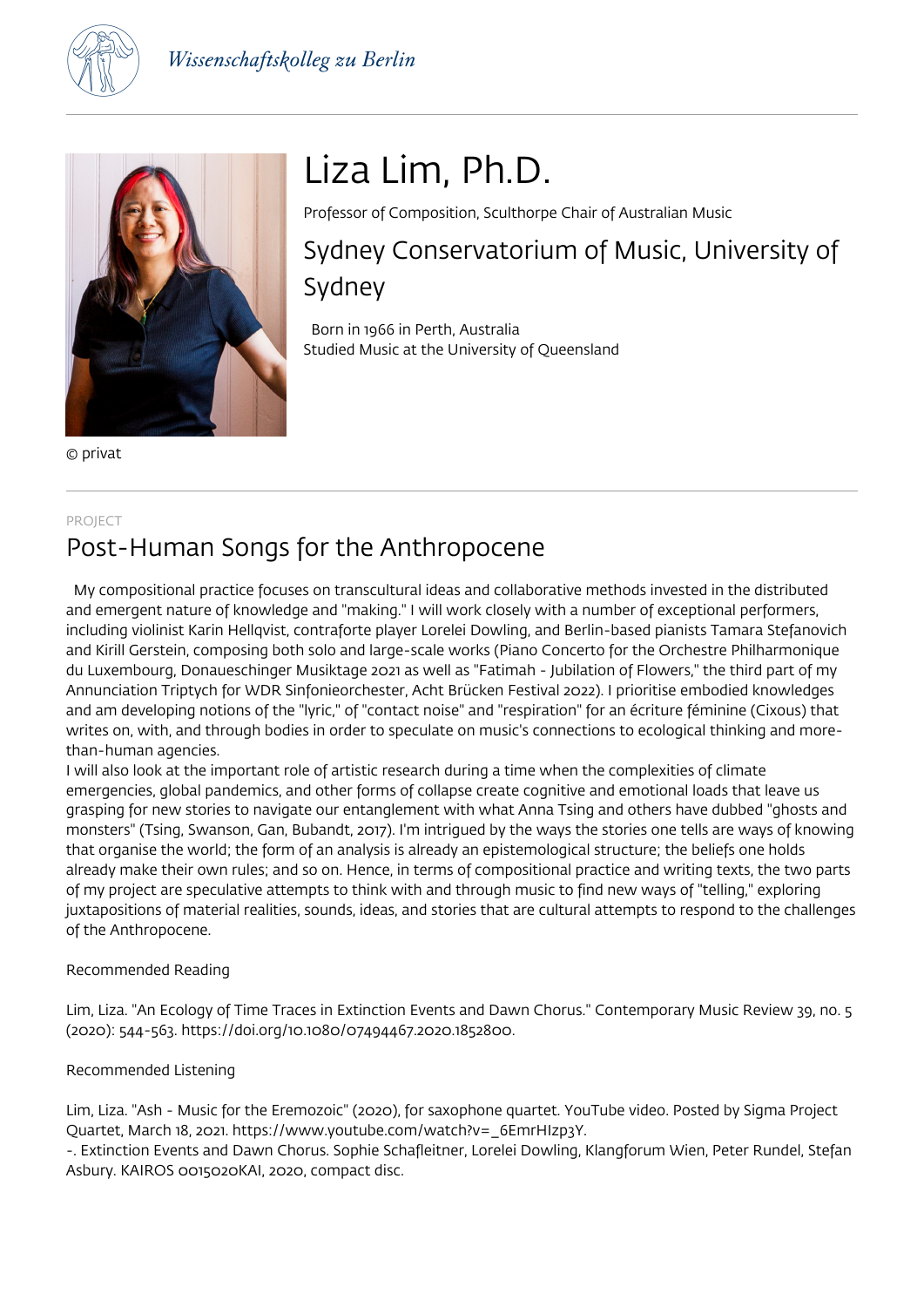Wissenschaftskolleg zu Berlin

© privat

# Liza Lim, Ph.D.

Professor of Composition, Sculthorpe Chair of Australian Music

## Sydney Conservatorium of Music, University of Sydney

Born in 1966 in Perth, Australia
Studied Music at the University of Queensland

PROJECT

## Post-Human Songs for the Anthropocene

My compositional practice focuses on transcultural ideas and collaborative methods invested in the distributed and emergent nature of knowledge and "making." I will work closely with a number of exceptional performers, including violinist Karin Hellqvist, contraforte player Lorelei Dowling, and Berlin-based pianists Tamara Stefanovich and Kirill Gerstein, composing both solo and large-scale works (Piano Concerto for the Orchestre Philharmonique du Luxembourg, Donaueschinger Musiktage 2021 as well as "Fatimah - Jubilation of Flowers," the third part of my Annunciation Triptych for WDR Sinfonieorchester, Acht Brücken Festival 2022). I prioritise embodied knowledges and am developing notions of the "lyric," of "contact noise" and "respiration" for an écriture féminine (Cixous) that writes on, with, and through bodies in order to speculate on music's connections to ecological thinking and more-than-human agencies.

I will also look at the important role of artistic research during a time when the complexities of climate emergencies, global pandemics, and other forms of collapse create cognitive and emotional loads that leave us grasping for new stories to navigate our entanglement with what Anna Tsing and others have dubbed "ghosts and monsters" (Tsing, Swanson, Gan, Bubandt, 2017). I'm intrigued by the ways the stories one tells are ways of knowing that organise the world; the form of an analysis is already an epistemological structure; the beliefs one holds already make their own rules; and so on. Hence, in terms of compositional practice and writing texts, the two parts of my project are speculative attempts to think with and through music to find new ways of "telling," exploring juxtapositions of material realities, sounds, ideas, and stories that are cultural attempts to respond to the challenges of the Anthropocene.

Recommended Reading

Lim, Liza. "An Ecology of Time Traces in Extinction Events and Dawn Chorus." Contemporary Music Review 39, no. 5 (2020): 544-563. https://doi.org/10.1080/07494467.2020.1852800.

Recommended Listening

Lim, Liza. "Ash - Music for the Eremozoic" (2020), for saxophone quartet. YouTube video. Posted by Sigma Project Quartet, March 18, 2021. https://www.youtube.com/watch?v=_6EmrHIzp3Y.
-. Extinction Events and Dawn Chorus. Sophie Schafleitner, Lorelei Dowling, Klangforum Wien, Peter Rundel, Stefan Asbury. KAIROS 0015020KAI, 2020, compact disc.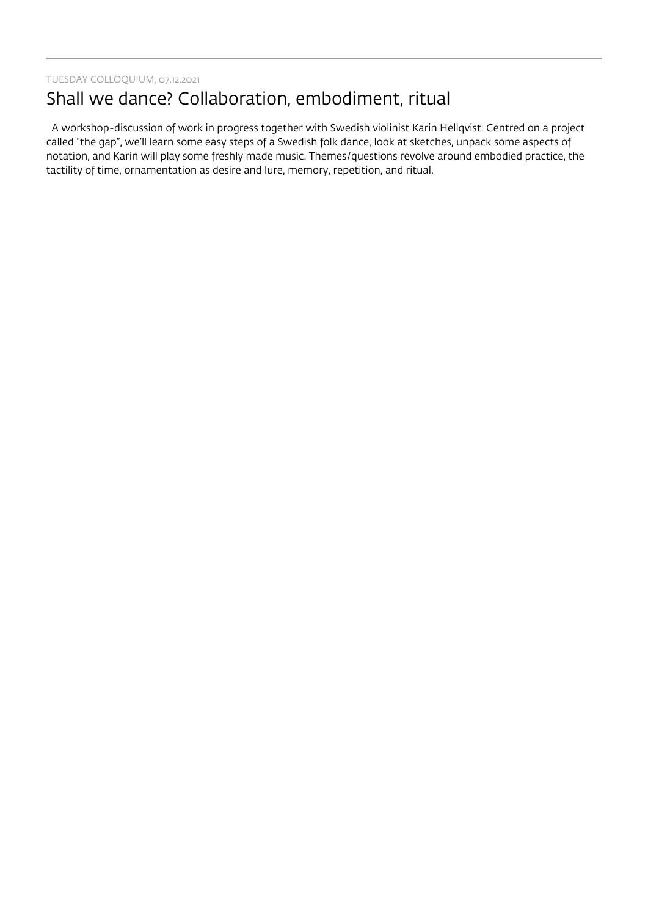TUESDAY COLLOQUIUM, 07.12.2021

## Shall we dance? Collaboration, embodiment, ritual

A workshop-discussion of work in progress together with Swedish violinist Karin Hellqvist. Centred on a project called "the gap", we'll learn some easy steps of a Swedish folk dance, look at sketches, unpack some aspects of notation, and Karin will play some freshly made music. Themes/questions revolve around embodied practice, the tactility of time, ornamentation as desire and lure, memory, repetition, and ritual.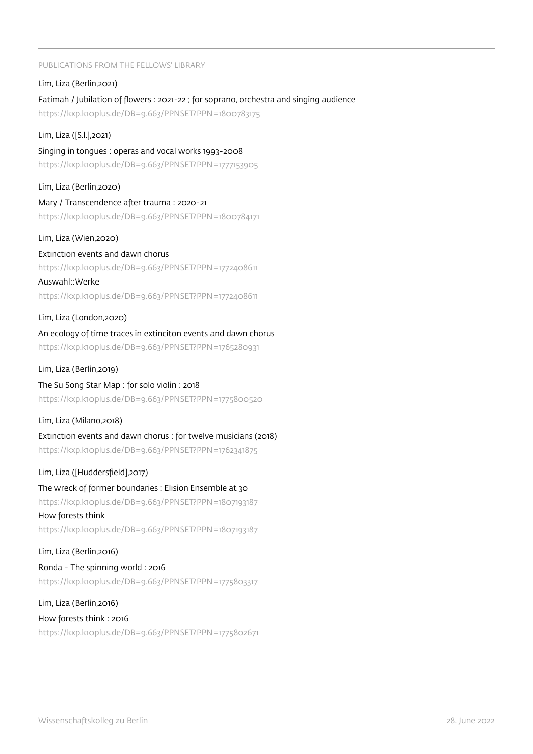PUBLICATIONS FROM THE FELLOWS' LIBRARY

Lim, Liza (Berlin,2021)

Fatimah / Jubilation of flowers : 2021-22 ; for soprano, orchestra and singing audience

https://kxp.k10plus.de/DB=9.663/PPNSET?PPN=1800783175

Lim, Liza ([S.l.],2021)

Singing in tongues : operas and vocal works 1993-2008

https://kxp.k10plus.de/DB=9.663/PPNSET?PPN=1777153905

Lim, Liza (Berlin,2020)

Mary / Transcendence after trauma : 2020-21

https://kxp.k10plus.de/DB=9.663/PPNSET?PPN=1800784171

Lim, Liza (Wien,2020)

Extinction events and dawn chorus

https://kxp.k10plus.de/DB=9.663/PPNSET?PPN=1772408611

Auswahl::Werke

https://kxp.k10plus.de/DB=9.663/PPNSET?PPN=1772408611

Lim, Liza (London,2020)

An ecology of time traces in extinciton events and dawn chorus

https://kxp.k10plus.de/DB=9.663/PPNSET?PPN=1765280931

Lim, Liza (Berlin,2019)

The Su Song Star Map : for solo violin : 2018

https://kxp.k10plus.de/DB=9.663/PPNSET?PPN=1775800520

Lim, Liza (Milano,2018)

Extinction events and dawn chorus : for twelve musicians (2018)

https://kxp.k10plus.de/DB=9.663/PPNSET?PPN=1762341875

Lim, Liza ([Huddersfield],2017)

The wreck of former boundaries : Elision Ensemble at 30

https://kxp.k10plus.de/DB=9.663/PPNSET?PPN=1807193187

How forests think

https://kxp.k10plus.de/DB=9.663/PPNSET?PPN=1807193187

Lim, Liza (Berlin,2016)

Ronda - The spinning world : 2016

https://kxp.k10plus.de/DB=9.663/PPNSET?PPN=1775803317

Lim, Liza (Berlin,2016)

How forests think : 2016

https://kxp.k10plus.de/DB=9.663/PPNSET?PPN=1775802671